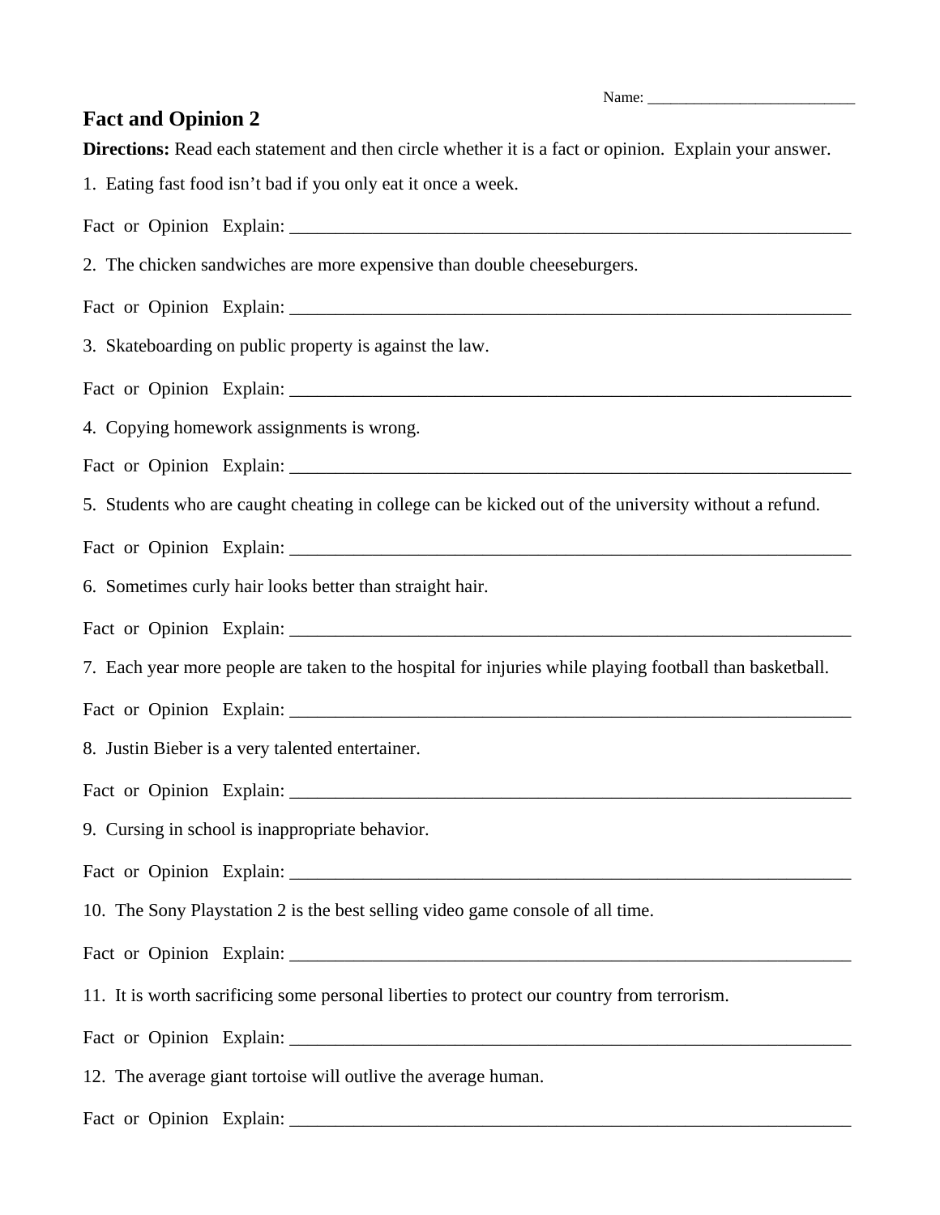Name: ____________________________

# Fact and Opinion 2

**Directions:** Read each statement and then circle whether it is a fact or opinion. Explain your answer.

1. Eating fast food isn't bad if you only eat it once a week.

Fact or Opinion Explain: ________________________________________________________________

2. The chicken sandwiches are more expensive than double cheeseburgers.

Fact or Opinion Explain: ________________________________________________________________

3. Skateboarding on public property is against the law.

Fact or Opinion Explain: ________________________________________________________________

4. Copying homework assignments is wrong.

Fact or Opinion Explain: ________________________________________________________________

5. Students who are caught cheating in college can be kicked out of the university without a refund.

Fact or Opinion Explain: ________________________________________________________________

6. Sometimes curly hair looks better than straight hair.

Fact or Opinion Explain: ________________________________________________________________

7. Each year more people are taken to the hospital for injuries while playing football than basketball.

Fact or Opinion Explain: ________________________________________________________________

8. Justin Bieber is a very talented entertainer.

Fact or Opinion Explain: ________________________________________________________________

9. Cursing in school is inappropriate behavior.

Fact or Opinion Explain: ________________________________________________________________

10. The Sony Playstation 2 is the best selling video game console of all time.

Fact or Opinion Explain: ________________________________________________________________

11. It is worth sacrificing some personal liberties to protect our country from terrorism.

Fact or Opinion Explain: ________________________________________________________________

12. The average giant tortoise will outlive the average human.

Fact or Opinion Explain: ________________________________________________________________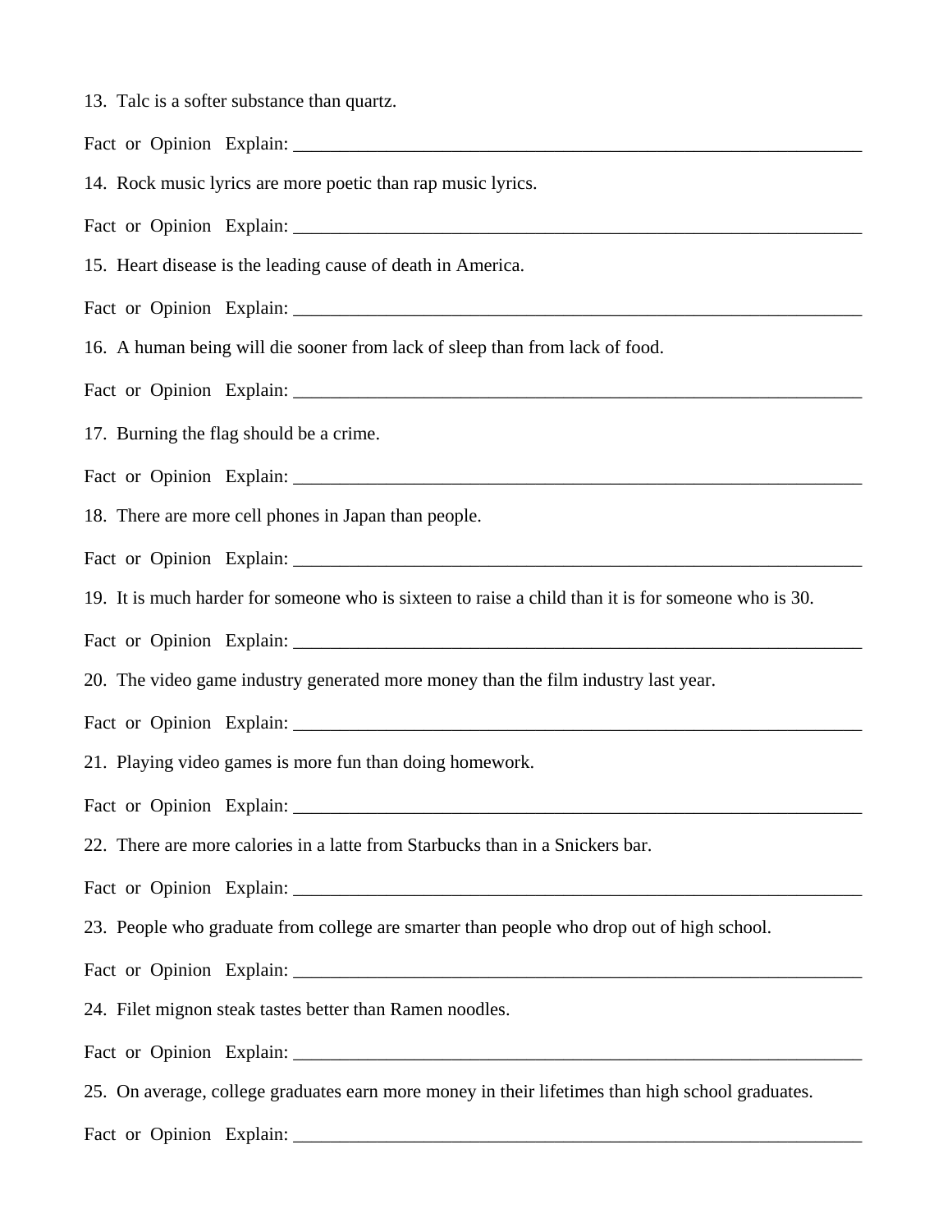13. Talc is a softer substance than quartz.

Fact or Opinion Explain: ________________________________________________________________

14. Rock music lyrics are more poetic than rap music lyrics.

Fact or Opinion Explain: ________________________________________________________________

15. Heart disease is the leading cause of death in America.

Fact or Opinion Explain: ________________________________________________________________

16. A human being will die sooner from lack of sleep than from lack of food.

Fact or Opinion Explain: ________________________________________________________________

17. Burning the flag should be a crime.

Fact or Opinion Explain: ________________________________________________________________

18. There are more cell phones in Japan than people.

Fact or Opinion Explain: ________________________________________________________________

19. It is much harder for someone who is sixteen to raise a child than it is for someone who is 30.

Fact or Opinion Explain: ________________________________________________________________

20. The video game industry generated more money than the film industry last year.

Fact or Opinion Explain: ________________________________________________________________

21. Playing video games is more fun than doing homework.

Fact or Opinion Explain: ________________________________________________________________

22. There are more calories in a latte from Starbucks than in a Snickers bar.

Fact or Opinion Explain: ________________________________________________________________

23. People who graduate from college are smarter than people who drop out of high school.

Fact or Opinion Explain: ________________________________________________________________

24. Filet mignon steak tastes better than Ramen noodles.

Fact or Opinion Explain: ________________________________________________________________

25. On average, college graduates earn more money in their lifetimes than high school graduates.

Fact or Opinion Explain: ________________________________________________________________